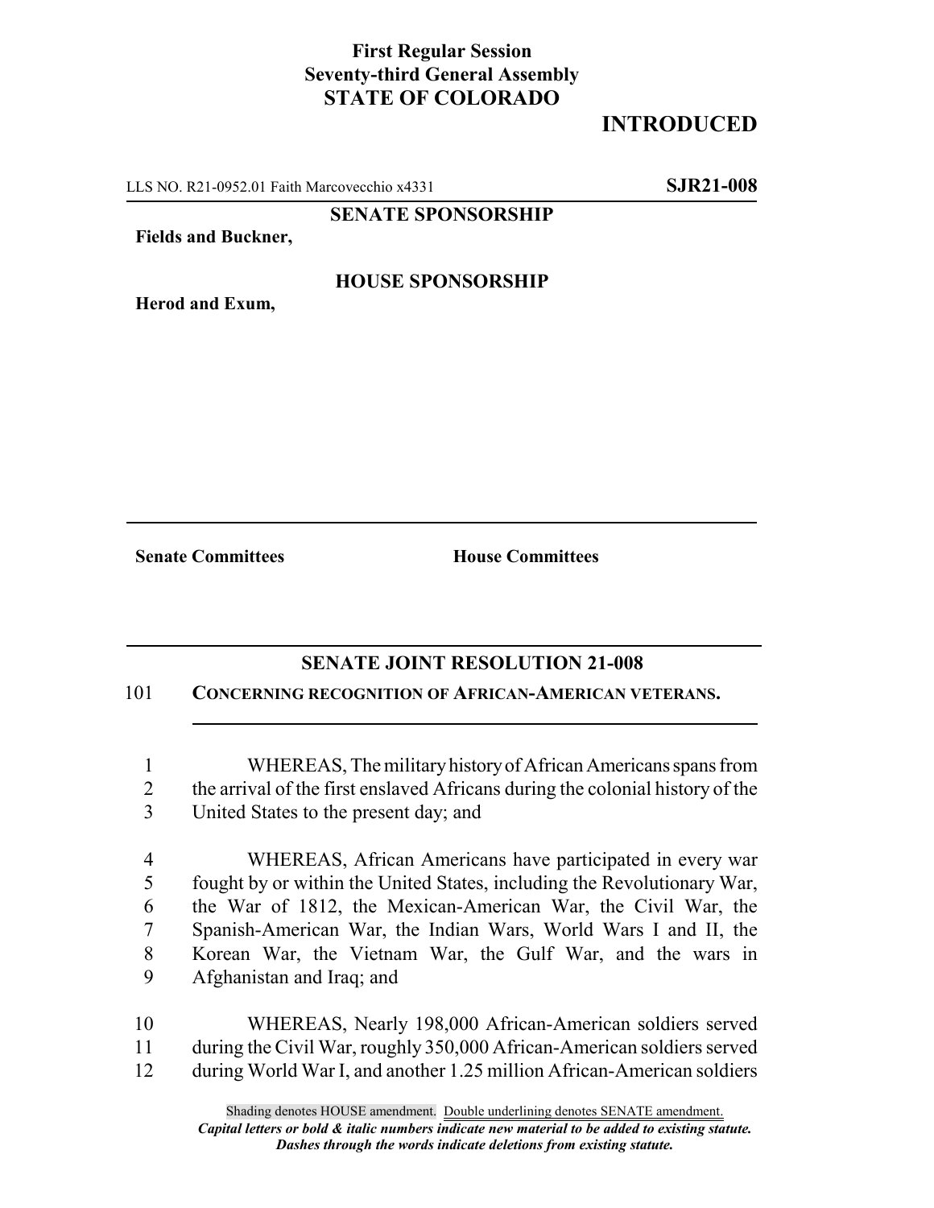**First Regular Session**
**Seventy-third General Assembly**
**STATE OF COLORADO**

# INTRODUCED

LLS NO. R21-0952.01 Faith Marcovecchio x4331 **SJR21-008**

**SENATE SPONSORSHIP**

**Fields and Buckner,**

**HOUSE SPONSORSHIP**

**Herod and Exum,**

**Senate Committees** **House Committees**

## SENATE JOINT RESOLUTION 21-008

101 **CONCERNING RECOGNITION OF AFRICAN-AMERICAN VETERANS.**

1 WHEREAS, The military history of African Americans spans from
2 the arrival of the first enslaved Africans during the colonial history of the
3 United States to the present day; and

4 WHEREAS, African Americans have participated in every war
5 fought by or within the United States, including the Revolutionary War,
6 the War of 1812, the Mexican-American War, the Civil War, the
7 Spanish-American War, the Indian Wars, World Wars I and II, the
8 Korean War, the Vietnam War, the Gulf War, and the wars in
9 Afghanistan and Iraq; and

10 WHEREAS, Nearly 198,000 African-American soldiers served
11 during the Civil War, roughly 350,000 African-American soldiers served
12 during World War I, and another 1.25 million African-American soldiers

Shading denotes HOUSE amendment. Double underlining denotes SENATE amendment.
*__Capital letters or bold & italic numbers indicate new material to be added to existing statute.__*
*__Dashes through the words indicate deletions from existing statute.__*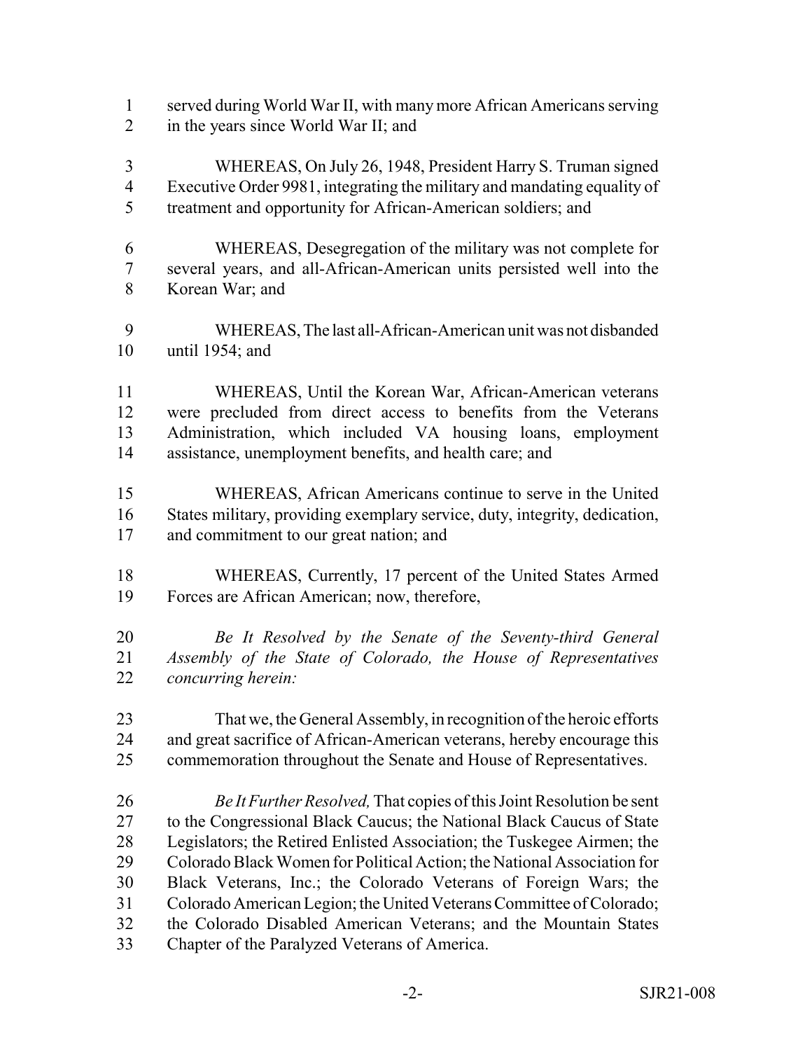served during World War II, with many more African Americans serving in the years since World War II; and

WHEREAS, On July 26, 1948, President Harry S. Truman signed Executive Order 9981, integrating the military and mandating equality of treatment and opportunity for African-American soldiers; and

WHEREAS, Desegregation of the military was not complete for several years, and all-African-American units persisted well into the Korean War; and

WHEREAS, The last all-African-American unit was not disbanded until 1954; and

WHEREAS, Until the Korean War, African-American veterans were precluded from direct access to benefits from the Veterans Administration, which included VA housing loans, employment assistance, unemployment benefits, and health care; and

WHEREAS, African Americans continue to serve in the United States military, providing exemplary service, duty, integrity, dedication, and commitment to our great nation; and

WHEREAS, Currently, 17 percent of the United States Armed Forces are African American; now, therefore,

*Be It Resolved by the Senate of the Seventy-third General Assembly of the State of Colorado, the House of Representatives concurring herein:*

That we, the General Assembly, in recognition of the heroic efforts and great sacrifice of African-American veterans, hereby encourage this commemoration throughout the Senate and House of Representatives.

*Be It Further Resolved,* That copies of this Joint Resolution be sent to the Congressional Black Caucus; the National Black Caucus of State Legislators; the Retired Enlisted Association; the Tuskegee Airmen; the Colorado Black Women for Political Action; the National Association for Black Veterans, Inc.; the Colorado Veterans of Foreign Wars; the Colorado American Legion; the United Veterans Committee of Colorado; the Colorado Disabled American Veterans; and the Mountain States Chapter of the Paralyzed Veterans of America.